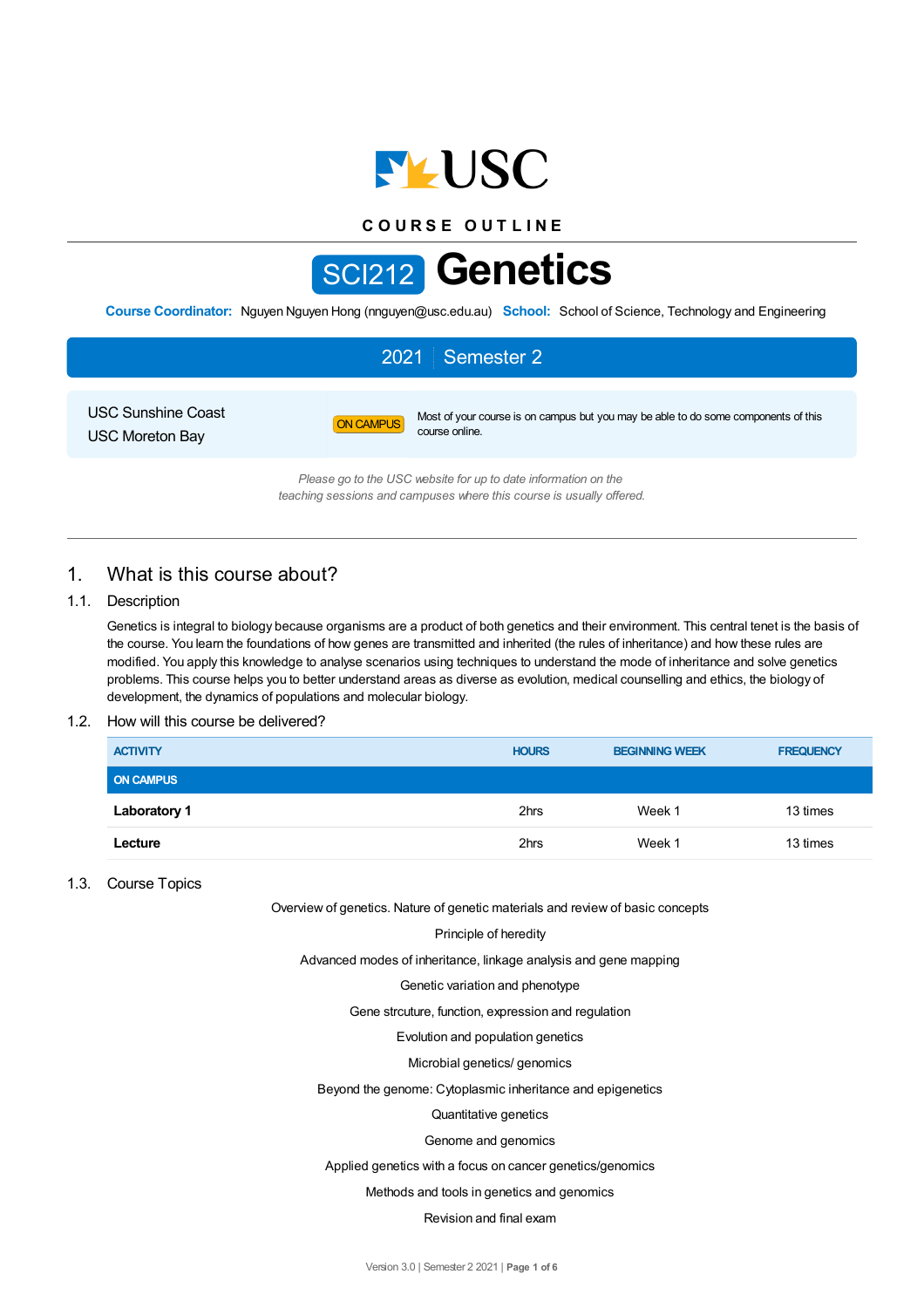COURSE OUTLINE

# SCI212 Genetics

**Course Coordinator:** Nguyen Nguyen Hong (nnguyen@usc.edu.au) **School:** School of Science, Technology and Engineering

## 2021 | Semester 2

USC Sunshine Coast
USC Moreton Bay

ON CAMPUS — Most of your course is on campus but you may be able to do some components of this course online.

*Please go to the USC website for up to date information on the teaching sessions and campuses where this course is usually offered.*

## 1. What is this course about?

### 1.1. Description

Genetics is integral to biology because organisms are a product of both genetics and their environment. This central tenet is the basis of the course. You learn the foundations of how genes are transmitted and inherited (the rules of inheritance) and how these rules are modified. You apply this knowledge to analyse scenarios using techniques to understand the mode of inheritance and solve genetics problems. This course helps you to better understand areas as diverse as evolution, medical counselling and ethics, the biology of development, the dynamics of populations and molecular biology.

### 1.2. How will this course be delivered?

| ACTIVITY | HOURS | BEGINNING WEEK | FREQUENCY |
|---|---|---|---|
| **ON CAMPUS** | | | |
| **Laboratory 1** | 2hrs | Week 1 | 13 times |
| **Lecture** | 2hrs | Week 1 | 13 times |

### 1.3. Course Topics

Overview of genetics. Nature of genetic materials and review of basic concepts

Principle of heredity

Advanced modes of inheritance, linkage analysis and gene mapping

Genetic variation and phenotype

Gene strcuture, function, expression and regulation

Evolution and population genetics

Microbial genetics/ genomics

Beyond the genome: Cytoplasmic inheritance and epigenetics

Quantitative genetics

Genome and genomics

Applied genetics with a focus on cancer genetics/genomics

Methods and tools in genetics and genomics

Revision and final exam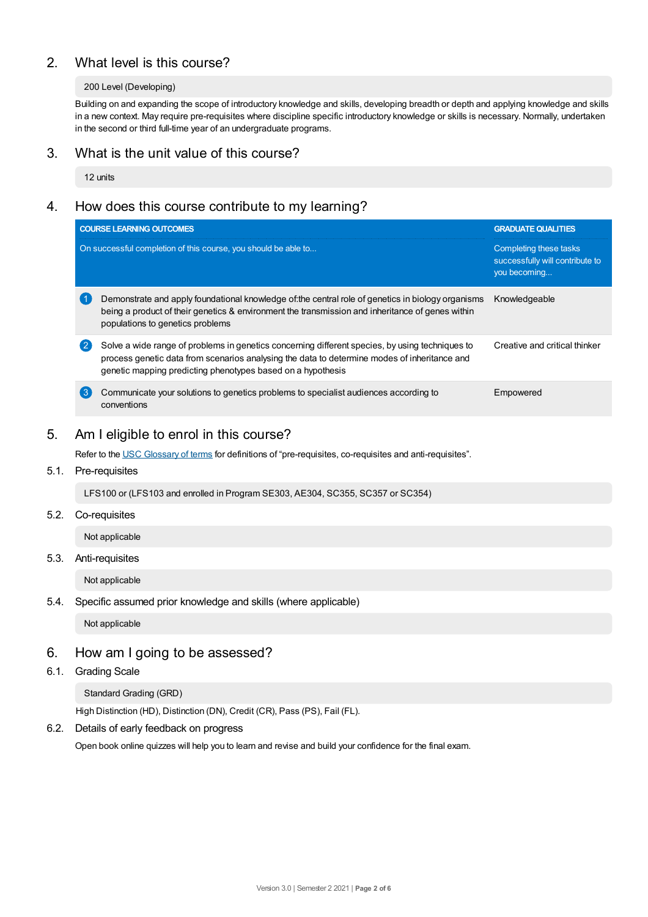## 2. What level is this course?

200 Level (Developing)

Building on and expanding the scope of introductory knowledge and skills, developing breadth or depth and applying knowledge and skills in a new context. May require pre-requisites where discipline specific introductory knowledge or skills is necessary. Normally, undertaken in the second or third full-time year of an undergraduate programs.

## 3. What is the unit value of this course?

12 units

## 4. How does this course contribute to my learning?

| COURSE LEARNING OUTCOMES<br>On successful completion of this course, you should be able to... | GRADUATE QUALITIES<br>Completing these tasks successfully will contribute to you becoming... |
|---|---|
| 1 Demonstrate and apply foundational knowledge of:the central role of genetics in biology organisms being a product of their genetics & environment the transmission and inheritance of genes within populations to genetics problems | Knowledgeable |
| 2 Solve a wide range of problems in genetics concerning different species, by using techniques to process genetic data from scenarios analysing the data to determine modes of inheritance and genetic mapping predicting phenotypes based on a hypothesis | Creative and critical thinker |
| 3 Communicate your solutions to genetics problems to specialist audiences according to conventions | Empowered |

## 5. Am I eligible to enrol in this course?

Refer to the USC Glossary of terms for definitions of “pre-requisites, co-requisites and anti-requisites”.

### 5.1. Pre-requisites

LFS100 or (LFS103 and enrolled in Program SE303, AE304, SC355, SC357 or SC354)

### 5.2. Co-requisites

Not applicable

### 5.3. Anti-requisites

Not applicable

### 5.4. Specific assumed prior knowledge and skills (where applicable)

Not applicable

## 6. How am I going to be assessed?

### 6.1. Grading Scale

Standard Grading (GRD)

High Distinction (HD), Distinction (DN), Credit (CR), Pass (PS), Fail (FL).

### 6.2. Details of early feedback on progress

Open book online quizzes will help you to learn and revise and build your confidence for the final exam.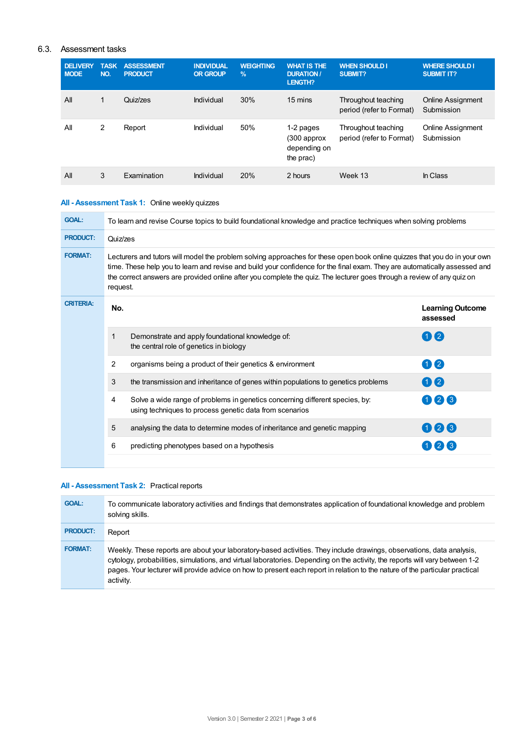## 6.3. Assessment tasks

| DELIVERY MODE | TASK NO. | ASSESSMENT PRODUCT | INDIVIDUAL OR GROUP | WEIGHTING % | WHAT IS THE DURATION / LENGTH? | WHEN SHOULD I SUBMIT? | WHERE SHOULD I SUBMIT IT? |
|---|---|---|---|---|---|---|---|
| All | 1 | Quiz/zes | Individual | 30% | 15 mins | Throughout teaching period (refer to Format) | Online Assignment Submission |
| All | 2 | Report | Individual | 50% | 1-2 pages (300 approx depending on the prac) | Throughout teaching period (refer to Format) | Online Assignment Submission |
| All | 3 | Examination | Individual | 20% | 2 hours | Week 13 | In Class |

### All - Assessment Task 1: Online weekly quizzes

**GOAL:** To learn and revise Course topics to build foundational knowledge and practice techniques when solving problems

**PRODUCT:** Quiz/zes

**FORMAT:** Lecturers and tutors will model the problem solving approaches for these open book online quizzes that you do in your own time. These help you to learn and revise and build your confidence for the final exam. They are automatically assessed and the correct answers are provided online after you complete the quiz. The lecturer goes through a review of any quiz on request.

**CRITERIA:**

| No. | | Learning Outcome assessed |
|---|---|---|
| 1 | Demonstrate and apply foundational knowledge of: the central role of genetics in biology | 1 2 |
| 2 | organisms being a product of their genetics & environment | 1 2 |
| 3 | the transmission and inheritance of genes within populations to genetics problems | 1 2 |
| 4 | Solve a wide range of problems in genetics concerning different species, by: using techniques to process genetic data from scenarios | 1 2 3 |
| 5 | analysing the data to determine modes of inheritance and genetic mapping | 1 2 3 |
| 6 | predicting phenotypes based on a hypothesis | 1 2 3 |

### All - Assessment Task 2: Practical reports

**GOAL:** To communicate laboratory activities and findings that demonstrates application of foundational knowledge and problem solving skills.

**PRODUCT:** Report

**FORMAT:** Weekly. These reports are about your laboratory-based activities. They include drawings, observations, data analysis, cytology, probabilities, simulations, and virtual laboratories. Depending on the activity, the reports will vary between 1-2 pages. Your lecturer will provide advice on how to present each report in relation to the nature of the particular practical activity.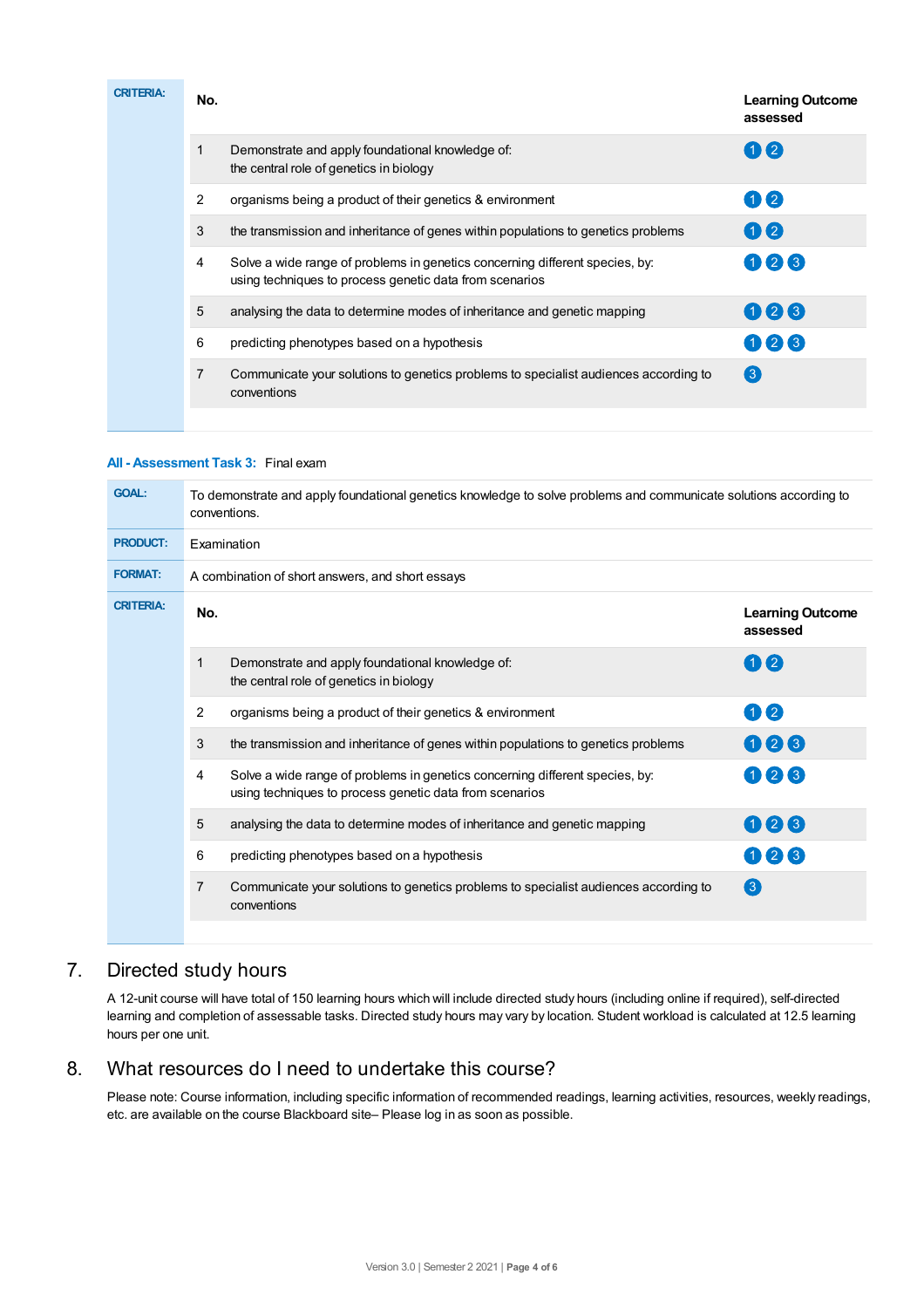| CRITERIA: | No. | | Learning Outcome assessed |
|---|---|---|---|
| | 1 | Demonstrate and apply foundational knowledge of: the central role of genetics in biology | 1 2 |
| | 2 | organisms being a product of their genetics & environment | 1 2 |
| | 3 | the transmission and inheritance of genes within populations to genetics problems | 1 2 |
| | 4 | Solve a wide range of problems in genetics concerning different species, by: using techniques to process genetic data from scenarios | 1 2 3 |
| | 5 | analysing the data to determine modes of inheritance and genetic mapping | 1 2 3 |
| | 6 | predicting phenotypes based on a hypothesis | 1 2 3 |
| | 7 | Communicate your solutions to genetics problems to specialist audiences according to conventions | 3 |

**All - Assessment Task 3:** Final exam

| | |
|---|---|
| **GOAL:** | To demonstrate and apply foundational genetics knowledge to solve problems and communicate solutions according to conventions. |
| **PRODUCT:** | Examination |
| **FORMAT:** | A combination of short answers, and short essays |

| CRITERIA: | No. | | Learning Outcome assessed |
|---|---|---|---|
| | 1 | Demonstrate and apply foundational knowledge of: the central role of genetics in biology | 1 2 |
| | 2 | organisms being a product of their genetics & environment | 1 2 |
| | 3 | the transmission and inheritance of genes within populations to genetics problems | 1 2 3 |
| | 4 | Solve a wide range of problems in genetics concerning different species, by: using techniques to process genetic data from scenarios | 1 2 3 |
| | 5 | analysing the data to determine modes of inheritance and genetic mapping | 1 2 3 |
| | 6 | predicting phenotypes based on a hypothesis | 1 2 3 |
| | 7 | Communicate your solutions to genetics problems to specialist audiences according to conventions | 3 |

## 7. Directed study hours

A 12-unit course will have total of 150 learning hours which will include directed study hours (including online if required), self-directed learning and completion of assessable tasks. Directed study hours may vary by location. Student workload is calculated at 12.5 learning hours per one unit.

## 8. What resources do I need to undertake this course?

Please note: Course information, including specific information of recommended readings, learning activities, resources, weekly readings, etc. are available on the course Blackboard site– Please log in as soon as possible.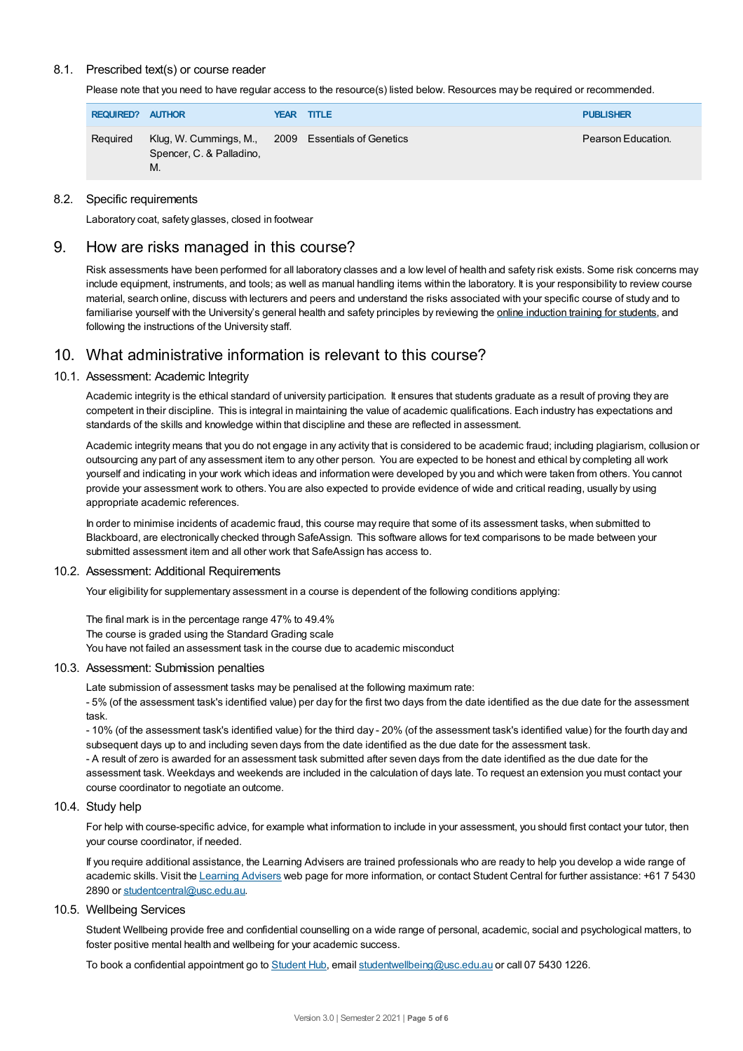### 8.1. Prescribed text(s) or course reader

Please note that you need to have regular access to the resource(s) listed below. Resources may be required or recommended.

| REQUIRED? | AUTHOR | YEAR | TITLE | PUBLISHER |
|---|---|---|---|---|
| Required | Klug, W. Cummings, M., Spencer, C. & Palladino, M. | 2009 | Essentials of Genetics | Pearson Education. |

### 8.2. Specific requirements

Laboratory coat, safety glasses, closed in footwear

## 9. How are risks managed in this course?

Risk assessments have been performed for all laboratory classes and a low level of health and safety risk exists. Some risk concerns may include equipment, instruments, and tools; as well as manual handling items within the laboratory. It is your responsibility to review course material, search online, discuss with lecturers and peers and understand the risks associated with your specific course of study and to familiarise yourself with the University's general health and safety principles by reviewing the online induction training for students, and following the instructions of the University staff.

## 10. What administrative information is relevant to this course?

### 10.1. Assessment: Academic Integrity

Academic integrity is the ethical standard of university participation. It ensures that students graduate as a result of proving they are competent in their discipline. This is integral in maintaining the value of academic qualifications. Each industry has expectations and standards of the skills and knowledge within that discipline and these are reflected in assessment.

Academic integrity means that you do not engage in any activity that is considered to be academic fraud; including plagiarism, collusion or outsourcing any part of any assessment item to any other person. You are expected to be honest and ethical by completing all work yourself and indicating in your work which ideas and information were developed by you and which were taken from others. You cannot provide your assessment work to others. You are also expected to provide evidence of wide and critical reading, usually by using appropriate academic references.

In order to minimise incidents of academic fraud, this course may require that some of its assessment tasks, when submitted to Blackboard, are electronically checked through SafeAssign. This software allows for text comparisons to be made between your submitted assessment item and all other work that SafeAssign has access to.

### 10.2. Assessment: Additional Requirements

Your eligibility for supplementary assessment in a course is dependent of the following conditions applying:

The final mark is in the percentage range 47% to 49.4%
The course is graded using the Standard Grading scale
You have not failed an assessment task in the course due to academic misconduct

### 10.3. Assessment: Submission penalties

Late submission of assessment tasks may be penalised at the following maximum rate:

- 5% (of the assessment task's identified value) per day for the first two days from the date identified as the due date for the assessment task.

- 10% (of the assessment task's identified value) for the third day - 20% (of the assessment task's identified value) for the fourth day and subsequent days up to and including seven days from the date identified as the due date for the assessment task.

- A result of zero is awarded for an assessment task submitted after seven days from the date identified as the due date for the assessment task. Weekdays and weekends are included in the calculation of days late. To request an extension you must contact your course coordinator to negotiate an outcome.

### 10.4. Study help

For help with course-specific advice, for example what information to include in your assessment, you should first contact your tutor, then your course coordinator, if needed.

If you require additional assistance, the Learning Advisers are trained professionals who are ready to help you develop a wide range of academic skills. Visit the Learning Advisers web page for more information, or contact Student Central for further assistance: +61 7 5430 2890 or studentcentral@usc.edu.au.

### 10.5. Wellbeing Services

Student Wellbeing provide free and confidential counselling on a wide range of personal, academic, social and psychological matters, to foster positive mental health and wellbeing for your academic success.

To book a confidential appointment go to Student Hub, email studentwellbeing@usc.edu.au or call 07 5430 1226.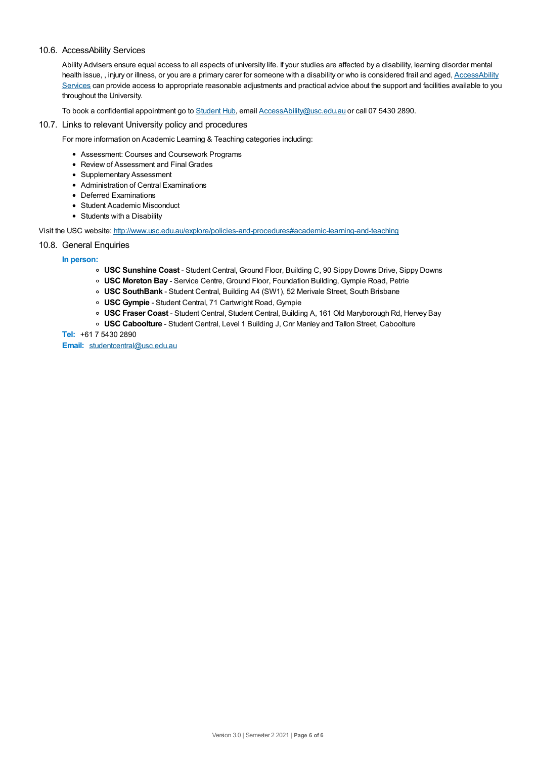## 10.6. AccessAbility Services

Ability Advisers ensure equal access to all aspects of university life. If your studies are affected by a disability, learning disorder mental health issue, , injury or illness, or you are a primary carer for someone with a disability or who is considered frail and aged, AccessAbility Services can provide access to appropriate reasonable adjustments and practical advice about the support and facilities available to you throughout the University.

To book a confidential appointment go to Student Hub, email AccessAbility@usc.edu.au or call 07 5430 2890.

## 10.7. Links to relevant University policy and procedures

For more information on Academic Learning & Teaching categories including:

- Assessment: Courses and Coursework Programs
- Review of Assessment and Final Grades
- Supplementary Assessment
- Administration of Central Examinations
- Deferred Examinations
- Student Academic Misconduct
- Students with a Disability

Visit the USC website: http://www.usc.edu.au/explore/policies-and-procedures#academic-learning-and-teaching

## 10.8. General Enquiries

**In person:**

- **USC Sunshine Coast** - Student Central, Ground Floor, Building C, 90 Sippy Downs Drive, Sippy Downs
- **USC Moreton Bay** - Service Centre, Ground Floor, Foundation Building, Gympie Road, Petrie
- **USC SouthBank** - Student Central, Building A4 (SW1), 52 Merivale Street, South Brisbane
- **USC Gympie** - Student Central, 71 Cartwright Road, Gympie
- **USC Fraser Coast** - Student Central, Student Central, Building A, 161 Old Maryborough Rd, Hervey Bay
- **USC Caboolture** - Student Central, Level 1 Building J, Cnr Manley and Tallon Street, Caboolture

**Tel:** +61 7 5430 2890

**Email:** studentcentral@usc.edu.au